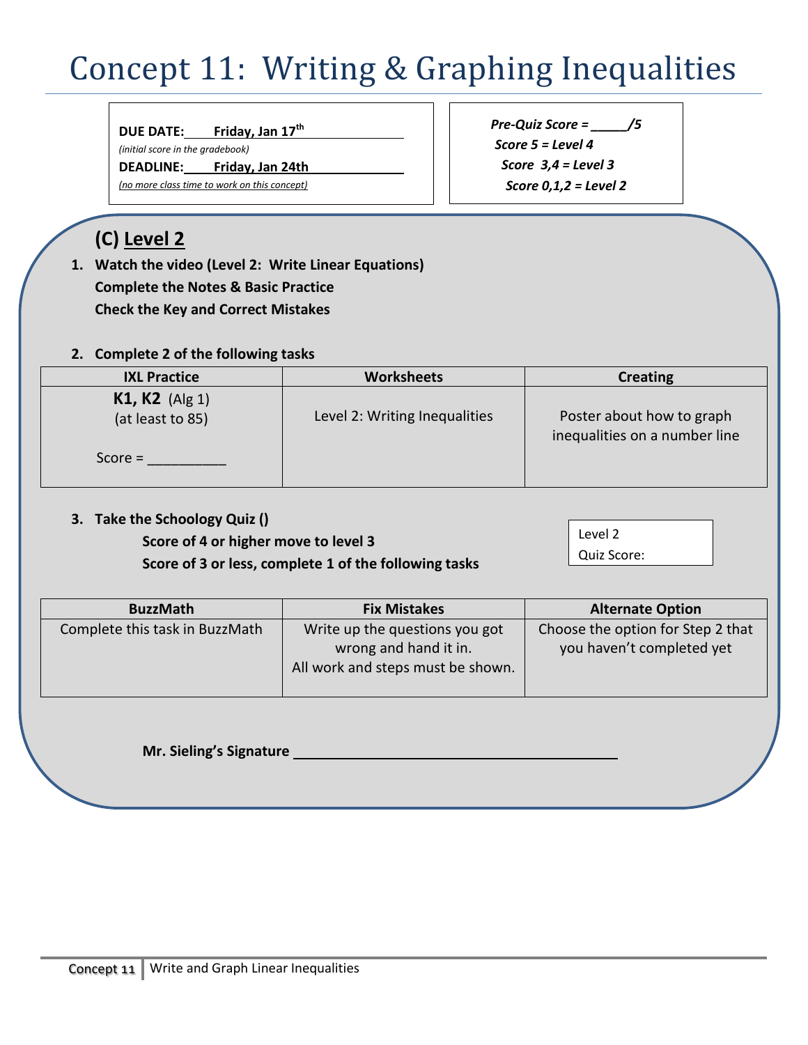# Concept 11: Writing & Graphing Inequalities

**DUE DATE:** **Friday, Jan 17th**

*(initial score in the gradebook)*

**DEADLINE:** **Friday, Jan 24th**

*(no more class time to work on this concept)*

***Pre-Quiz Score = _____/5***

***Score 5 = Level 4***

***Score 3,4 = Level 3***

***Score 0,1,2 = Level 2***

## (C) Level 2

1. **Watch the video (Level 2: Write Linear Equations)**
   **Complete the Notes & Basic Practice**
   **Check the Key and Correct Mistakes**

2. **Complete 2 of the following tasks**

| IXL Practice | Worksheets | Creating |
|---|---|---|
| **K1, K2** (Alg 1)<br>(at least to 85)<br><br>Score = __________ | Level 2: Writing Inequalities | Poster about how to graph inequalities on a number line |

3. **Take the Schoology Quiz ()**
   **Score of 4 or higher move to level 3**
   **Score of 3 or less, complete 1 of the following tasks**

Level 2
Quiz Score:

| BuzzMath | Fix Mistakes | Alternate Option |
|---|---|---|
| Complete this task in BuzzMath | Write up the questions you got wrong and hand it in.<br>All work and steps must be shown. | Choose the option for Step 2 that you haven't completed yet |

**Mr. Sieling's Signature** ________________________________________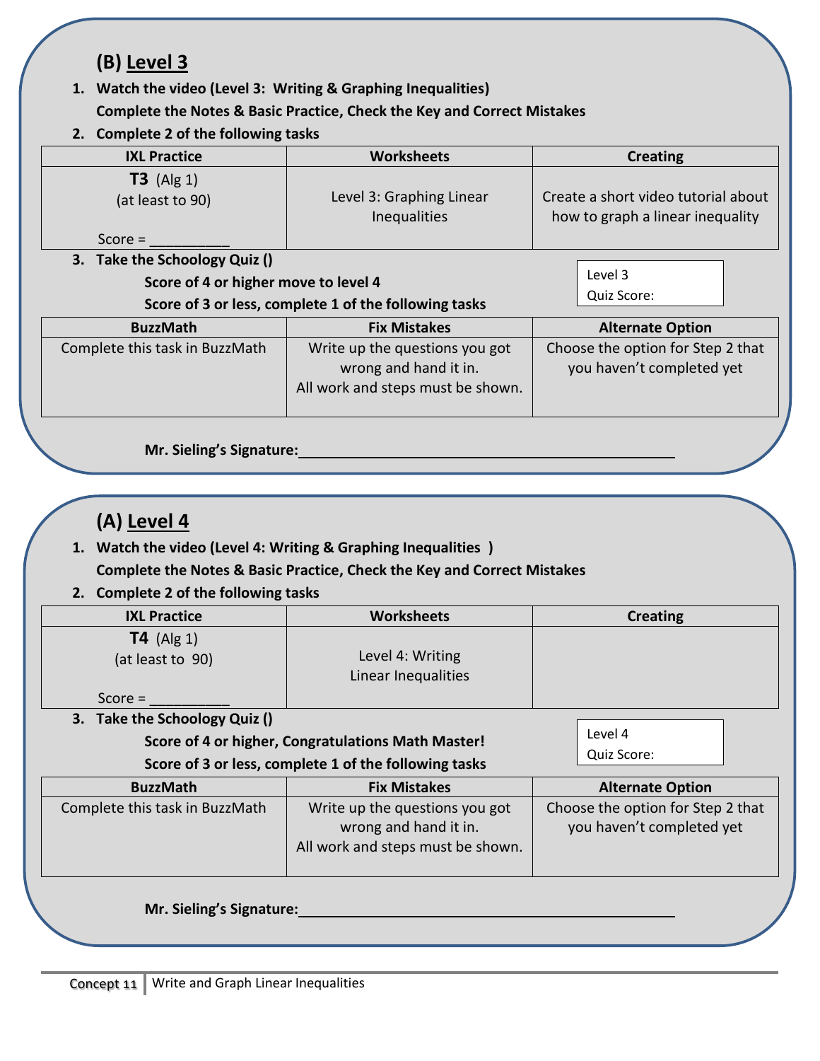## (B) Level 3

1. **Watch the video (Level 3: Writing & Graphing Inequalities)**
   **Complete the Notes & Basic Practice, Check the Key and Correct Mistakes**
2. **Complete 2 of the following tasks**

| IXL Practice | Worksheets | Creating |
|---|---|---|
| **T3** (Alg 1) (at least to 90) Score = __________ | Level 3: Graphing Linear Inequalities | Create a short video tutorial about how to graph a linear inequality |

3. **Take the Schoology Quiz ()**
   **Score of 4 or higher move to level 4**
   **Score of 3 or less, complete 1 of the following tasks**

Level 3
Quiz Score:

| BuzzMath | Fix Mistakes | Alternate Option |
|---|---|---|
| Complete this task in BuzzMath | Write up the questions you got wrong and hand it in. All work and steps must be shown. | Choose the option for Step 2 that you haven't completed yet |

**Mr. Sieling's Signature:**______________________________________________

## (A) Level 4

1. **Watch the video (Level 4: Writing & Graphing Inequalities )**
   **Complete the Notes & Basic Practice, Check the Key and Correct Mistakes**
2. **Complete 2 of the following tasks**

| IXL Practice | Worksheets | Creating |
|---|---|---|
| **T4** (Alg 1) (at least to 90) Score = __________ | Level 4: Writing Linear Inequalities | |

3. **Take the Schoology Quiz ()**
   **Score of 4 or higher, Congratulations Math Master!**
   **Score of 3 or less, complete 1 of the following tasks**

Level 4
Quiz Score:

| BuzzMath | Fix Mistakes | Alternate Option |
|---|---|---|
| Complete this task in BuzzMath | Write up the questions you got wrong and hand it in. All work and steps must be shown. | Choose the option for Step 2 that you haven't completed yet |

**Mr. Sieling's Signature:**______________________________________________

Concept 11 | Write and Graph Linear Inequalities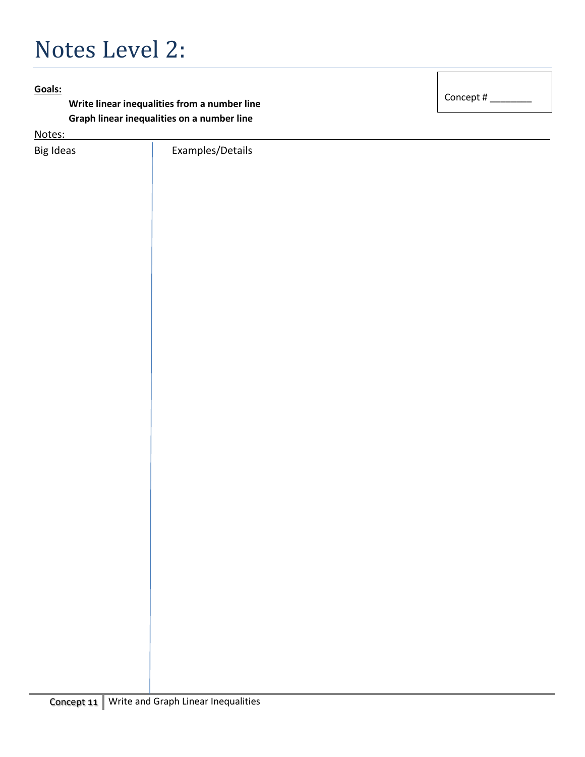# Notes Level 2:

**Goals:**

**Write linear inequalities from a number line**

**Graph linear inequalities on a number line**

Concept # ________

Notes:

| Big Ideas | Examples/Details |
| --- | --- |
| | |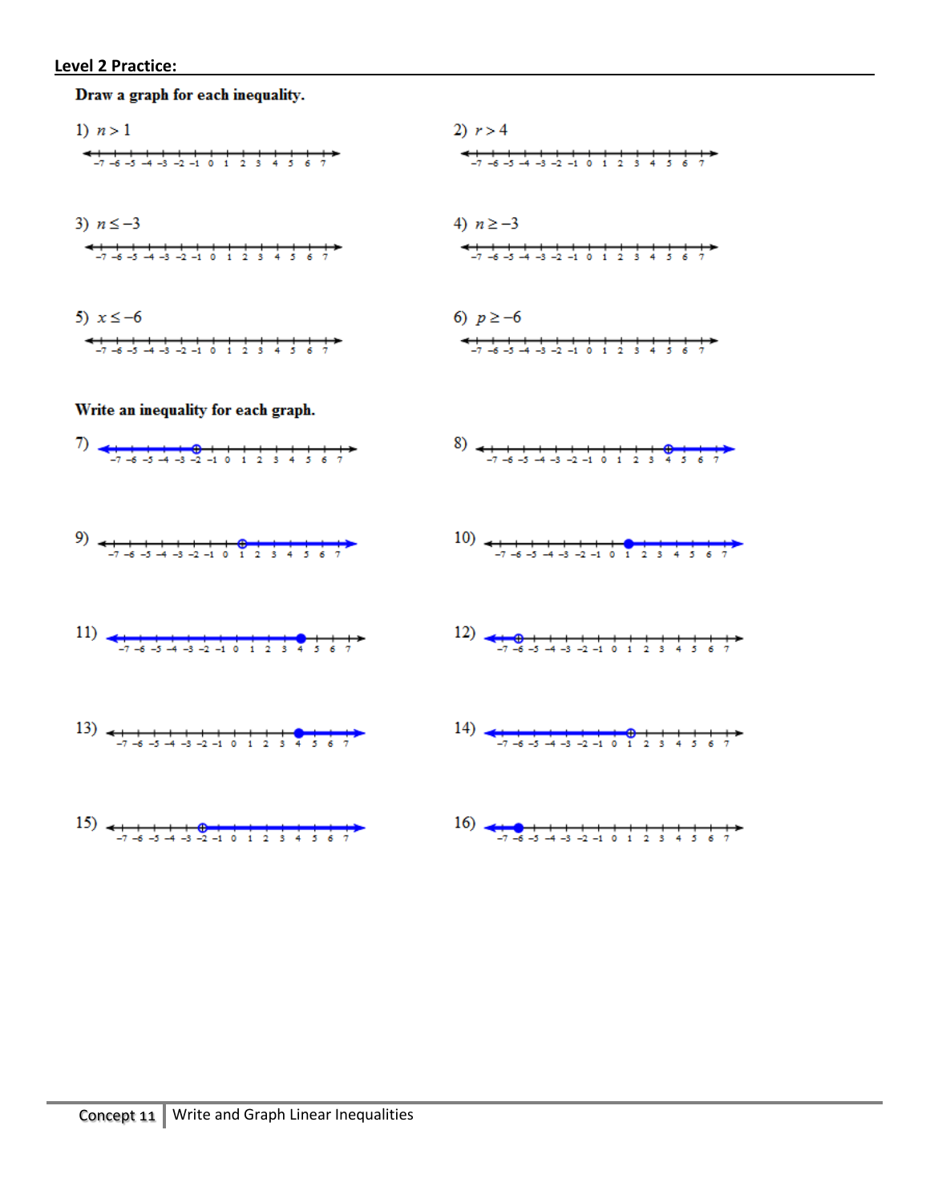## Level 2 Practice:

**Draw a graph for each inequality.**

1) $n > 1$

−7 −6 −5 −4 −3 −2 −1 0 1 2 3 4 5 6 7

2) $r > 4$

−7 −6 −5 −4 −3 −2 −1 0 1 2 3 4 5 6 7

3) $n \leq -3$

−7 −6 −5 −4 −3 −2 −1 0 1 2 3 4 5 6 7

4) $n \geq -3$

−7 −6 −5 −4 −3 −2 −1 0 1 2 3 4 5 6 7

5) $x \leq -6$

−7 −6 −5 −4 −3 −2 −1 0 1 2 3 4 5 6 7

6) $p \geq -6$

−7 −6 −5 −4 −3 −2 −1 0 1 2 3 4 5 6 7

**Write an inequality for each graph.**

7) −7 −6 −5 −4 −3 −2 −1 0 1 2 3 4 5 6 7

8) −7 −6 −5 −4 −3 −2 −1 0 1 2 3 4 5 6 7

9) −7 −6 −5 −4 −3 −2 −1 0 1 2 3 4 5 6 7

10) −7 −6 −5 −4 −3 −2 −1 0 1 2 3 4 5 6 7

11) −7 −6 −5 −4 −3 −2 −1 0 1 2 3 4 5 6 7

12) −7 −6 −5 −4 −3 −2 −1 0 1 2 3 4 5 6 7

13) −7 −6 −5 −4 −3 −2 −1 0 1 2 3 4 5 6 7

14) −7 −6 −5 −4 −3 −2 −1 0 1 2 3 4 5 6 7

15) −7 −6 −5 −4 −3 −2 −1 0 1 2 3 4 5 6 7

16) −7 −6 −5 −4 −3 −2 −1 0 1 2 3 4 5 6 7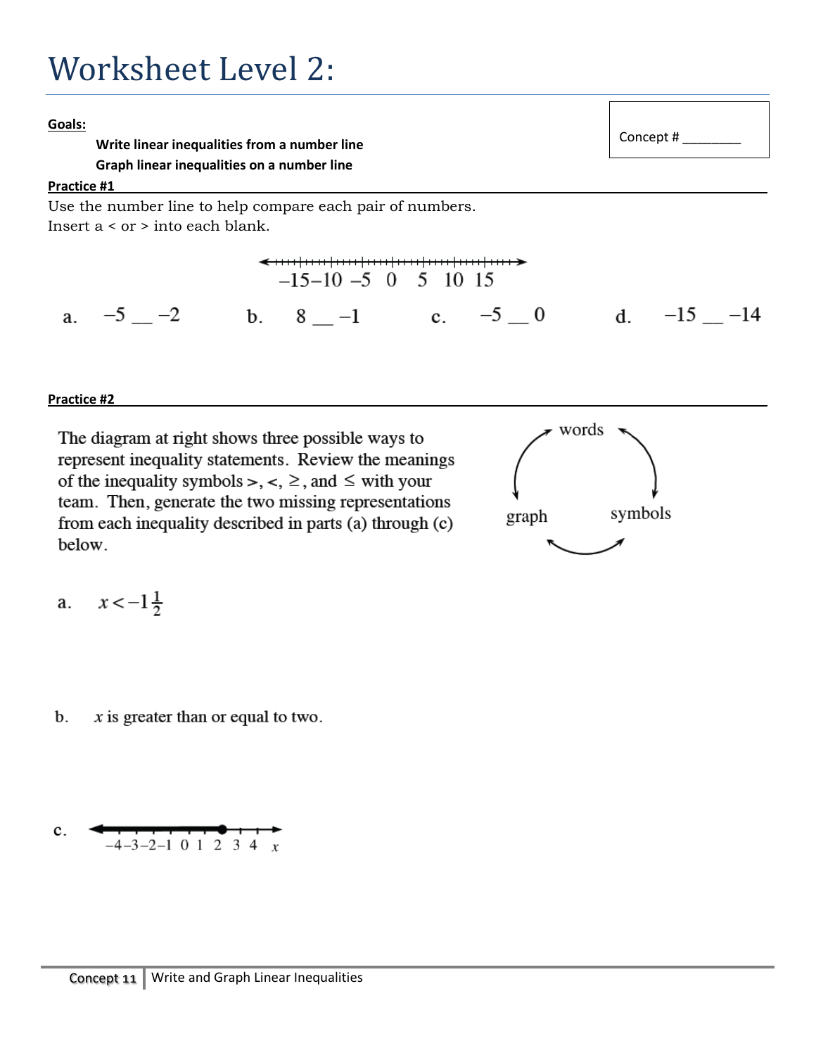# Worksheet Level 2:

Concept # ________

**Goals:**

**Write linear inequalities from a number line**

**Graph linear inequalities on a number line**

**Practice #1**

Use the number line to help compare each pair of numbers.
Insert a < or > into each blank.

–15 –10 –5 0 5 10 15

a. $-5$ __ $-2$  b. $8$ __ $-1$  c. $-5$ __ $0$  d. $-15$ __ $-14$

**Practice #2**

The diagram at right shows three possible ways to represent inequality statements. Review the meanings of the inequality symbols $>$, $<$, $\geq$, and $\leq$ with your team. Then, generate the two missing representations from each inequality described in parts (a) through (c) below.

words

graph

symbols

a. $x < -1\frac{1}{2}$

b. $x$ is greater than or equal to two.

c.

–4 –3 –2 –1 0 1 2 3 4 $x$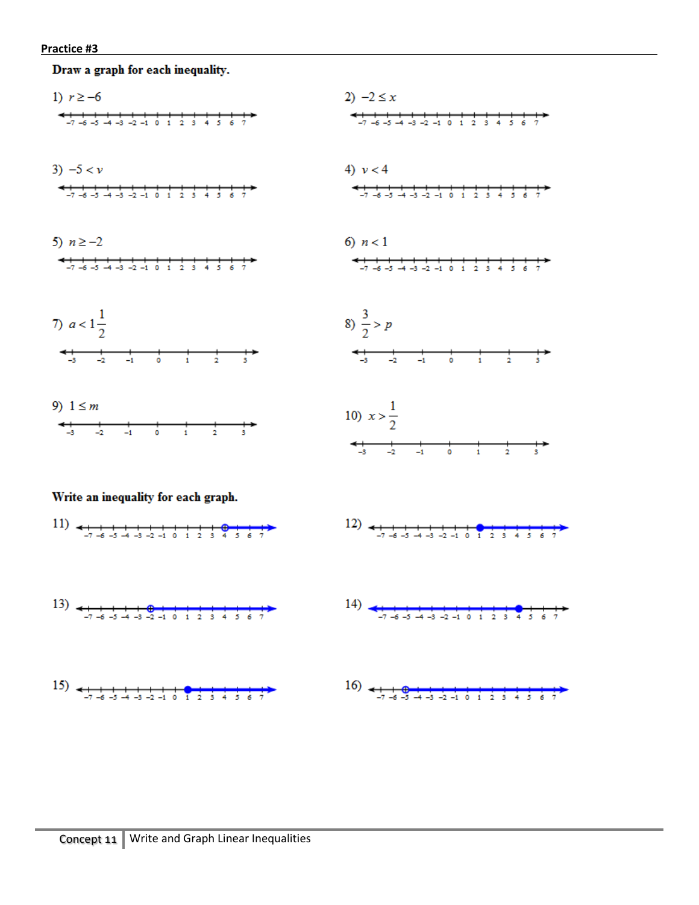**Practice #3**

**Draw a graph for each inequality.**

1) $r \geq -6$

−7 −6 −5 −4 −3 −2 −1 0 1 2 3 4 5 6 7

2) $-2 \leq x$

−7 −6 −5 −4 −3 −2 −1 0 1 2 3 4 5 6 7

3) $-5 < v$

−7 −6 −5 −4 −3 −2 −1 0 1 2 3 4 5 6 7

4) $v < 4$

−7 −6 −5 −4 −3 −2 −1 0 1 2 3 4 5 6 7

5) $n \geq -2$

−7 −6 −5 −4 −3 −2 −1 0 1 2 3 4 5 6 7

6) $n < 1$

−7 −6 −5 −4 −3 −2 −1 0 1 2 3 4 5 6 7

7) $a < 1\frac{1}{2}$

−3 −2 −1 0 1 2 3

8) $\frac{3}{2} > p$

−3 −2 −1 0 1 2 3

9) $1 \leq m$

−3 −2 −1 0 1 2 3

10) $x > \frac{1}{2}$

−3 −2 −1 0 1 2 3

**Write an inequality for each graph.**

11)

−7 −6 −5 −4 −3 −2 −1 0 1 2 3 4 5 6 7

12)

−7 −6 −5 −4 −3 −2 −1 0 1 2 3 4 5 6 7

13)

−7 −6 −5 −4 −3 −2 −1 0 1 2 3 4 5 6 7

14)

−7 −6 −5 −4 −3 −2 −1 0 1 2 3 4 5 6 7

15)

−7 −6 −5 −4 −3 −2 −1 0 1 2 3 4 5 6 7

16)

−7 −6 −5 −4 −3 −2 −1 0 1 2 3 4 5 6 7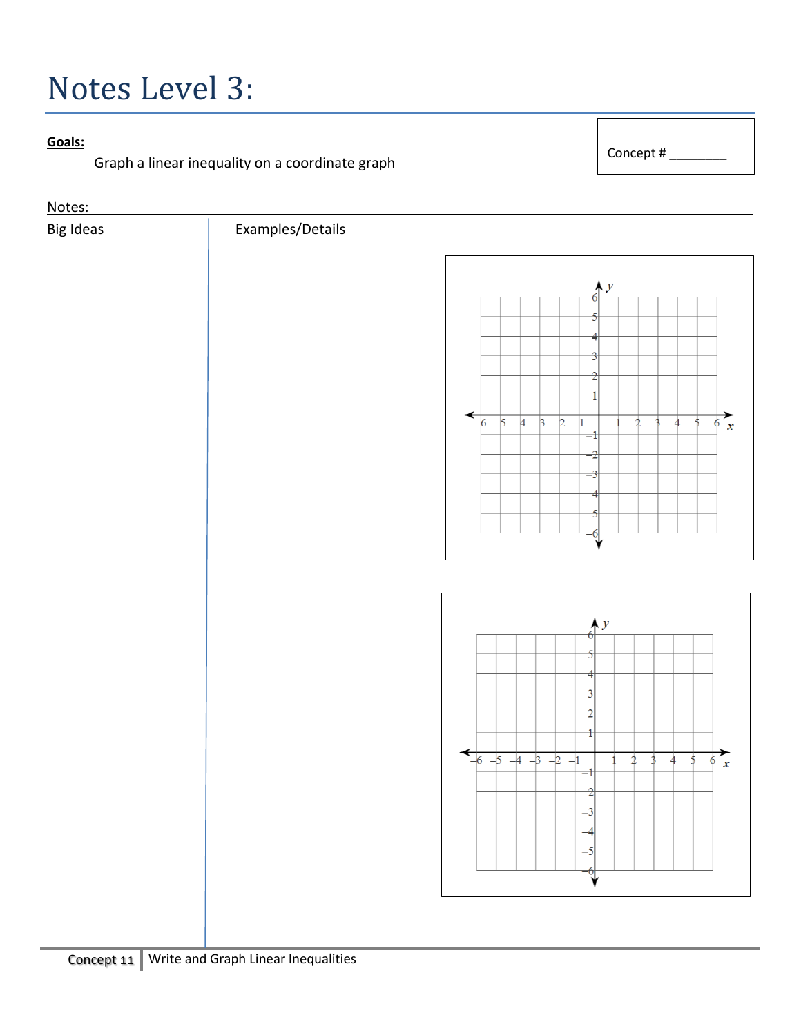# Notes Level 3:

**Goals:**

Graph a linear inequality on a coordinate graph

Concept # ________

Notes:

Big Ideas

Examples/Details

y

6 5 4 3 2 1 −1 −2 −3 −4 −5 −6

−6 −5 −4 −3 −2 −1 1 2 3 4 5 6 x

y

6 5 4 3 2 1 −1 −2 −3 −4 −5 −6

−6 −5 −4 −3 −2 −1 1 2 3 4 5 6 x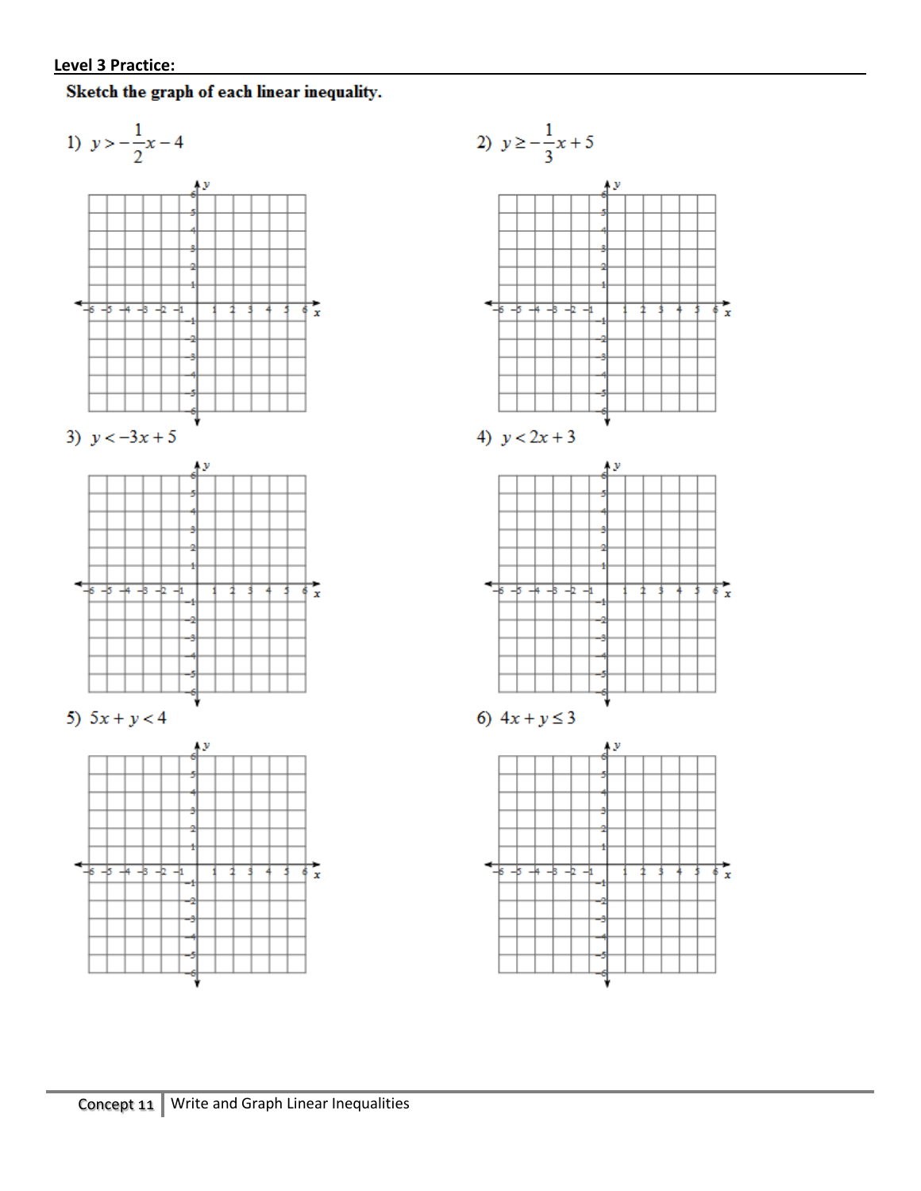**Level 3 Practice:**

**Sketch the graph of each linear inequality.**

1) $y > -\frac{1}{2}x - 4$

2) $y \geq -\frac{1}{3}x + 5$

3) $y < -3x + 5$

4) $y < 2x + 3$

5) $5x + y < 4$

6) $4x + y \leq 3$

**Concept 11** | Write and Graph Linear Inequalities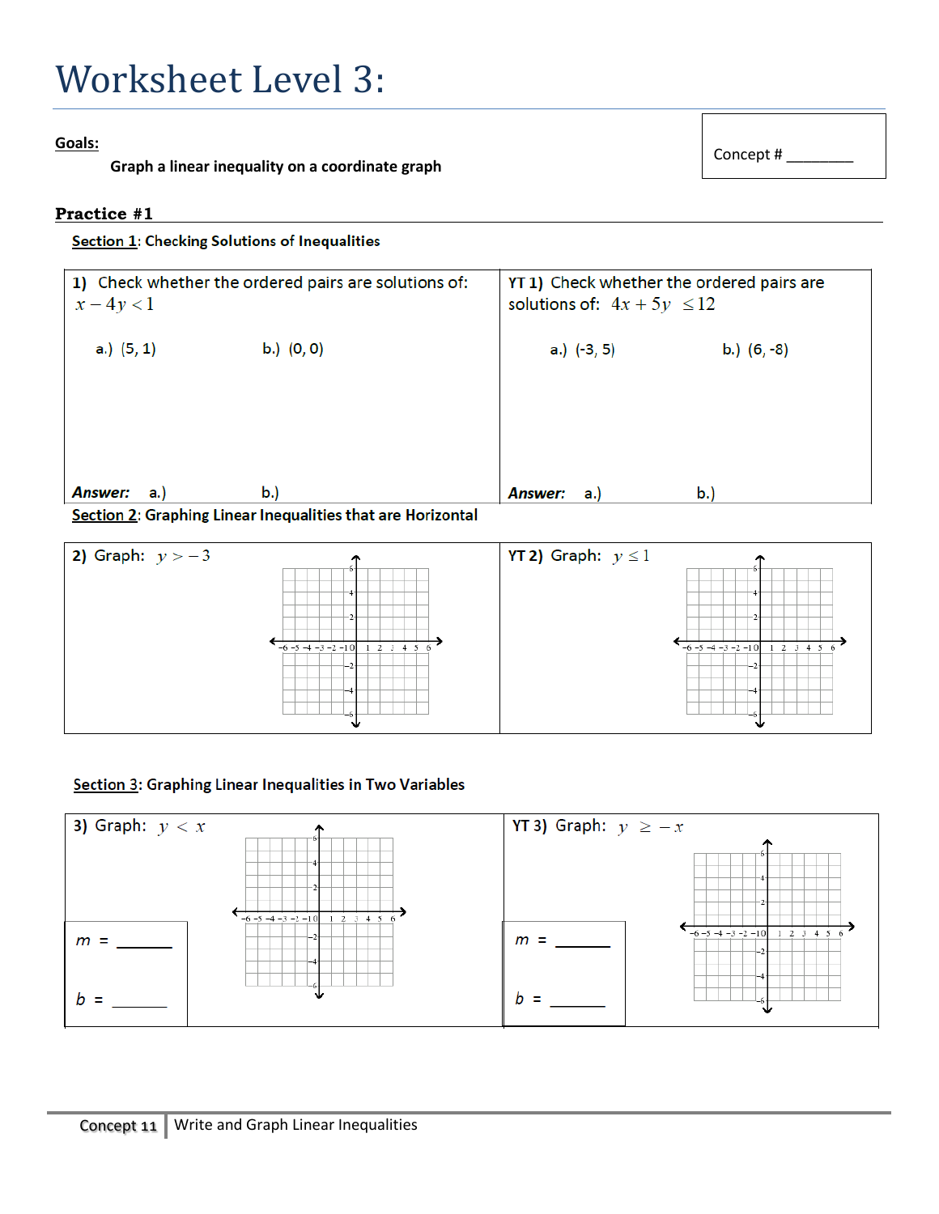# Worksheet Level 3:

Concept # ________

**Goals:**

**Graph a linear inequality on a coordinate graph**

## Practice #1

**Section 1: Checking Solutions of Inequalities**

| | |
|---|---|
| **1)** Check whether the ordered pairs are solutions of: $x - 4y < 1$<br><br>a.) (5, 1) b.) (0, 0)<br><br>***Answer:*** a.) b.) | **YT 1)** Check whether the ordered pairs are solutions of: $4x + 5y \le 12$<br><br>a.) (-3, 5) b.) (6, -8)<br><br>***Answer:*** a.) b.) |

**Section 2: Graphing Linear Inequalities that are Horizontal**

| | |
|---|---|
| **2)** Graph: $y > -3$ | **YT 2)** Graph: $y \le 1$ |

−6 −5 −4 −3 −2 −1 0 1 2 3 4 5 6
6 4 2 −2 −4 −6

**Section 3: Graphing Linear Inequalities in Two Variables**

| | |
|---|---|
| **3)** Graph: $y < x$<br><br>$m$ = ______<br><br>$b$ = ______ | **YT 3)** Graph: $y \ge -x$<br><br>$m$ = ______<br><br>$b$ = ______ |

−6 −5 −4 −3 −2 −1 0 1 2 3 4 5 6
6 4 2 −2 −4 −6

Concept 11 | Write and Graph Linear Inequalities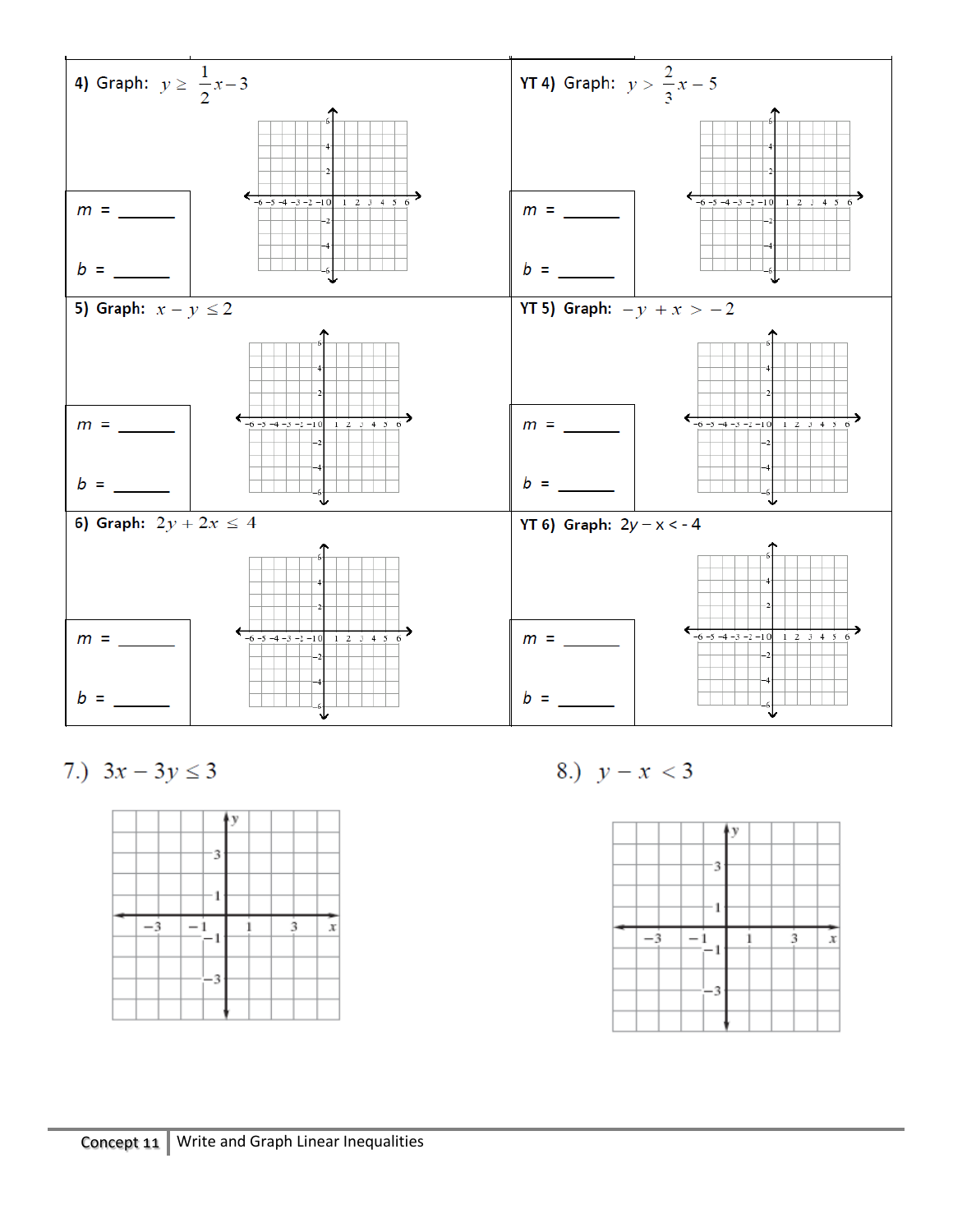**4) Graph:** $y \geq \frac{1}{2}x - 3$

−6 −5 −4 −3 −2 −1 0 1 2 3 4 5 6
6
4
2
−2
−4
−6

$m$ = _______

$b$ = _______

**YT 4) Graph:** $y > \frac{2}{3}x - 5$

−6 −5 −4 −3 −2 −1 0 1 2 3 4 5 6
6
4
2
−2
−4
−6

$m$ = _______

$b$ = _______

**5) Graph:** $x - y \leq 2$

−6 −5 −4 −3 −2 −1 0 1 2 3 4 5 6
6
4
2
−2
−4
−6

$m$ = _______

$b$ = _______

**YT 5) Graph:** $-y + x > -2$

−6 −5 −4 −3 −2 −1 0 1 2 3 4 5 6
6
4
2
−2
−4
−6

$m$ = _______

$b$ = _______

**6) Graph:** $2y + 2x \leq 4$

−6 −5 −4 −3 −2 −1 0 1 2 3 4 5 6
6
4
2
−2
−4
−6

$m$ = _______

$b$ = _______

**YT 6) Graph:** $2y - x < -4$

−6 −5 −4 −3 −2 −1 0 1 2 3 4 5 6
6
4
2
−2
−4
−6

$m$ = _______

$b$ = _______

7.) $3x - 3y \leq 3$

y
3
1
−3 −1 1 3 x
−1
−3

8.) $y - x < 3$

y
3
1
−3 −1 1 3 x
−1
−3

Concept 11 | Write and Graph Linear Inequalities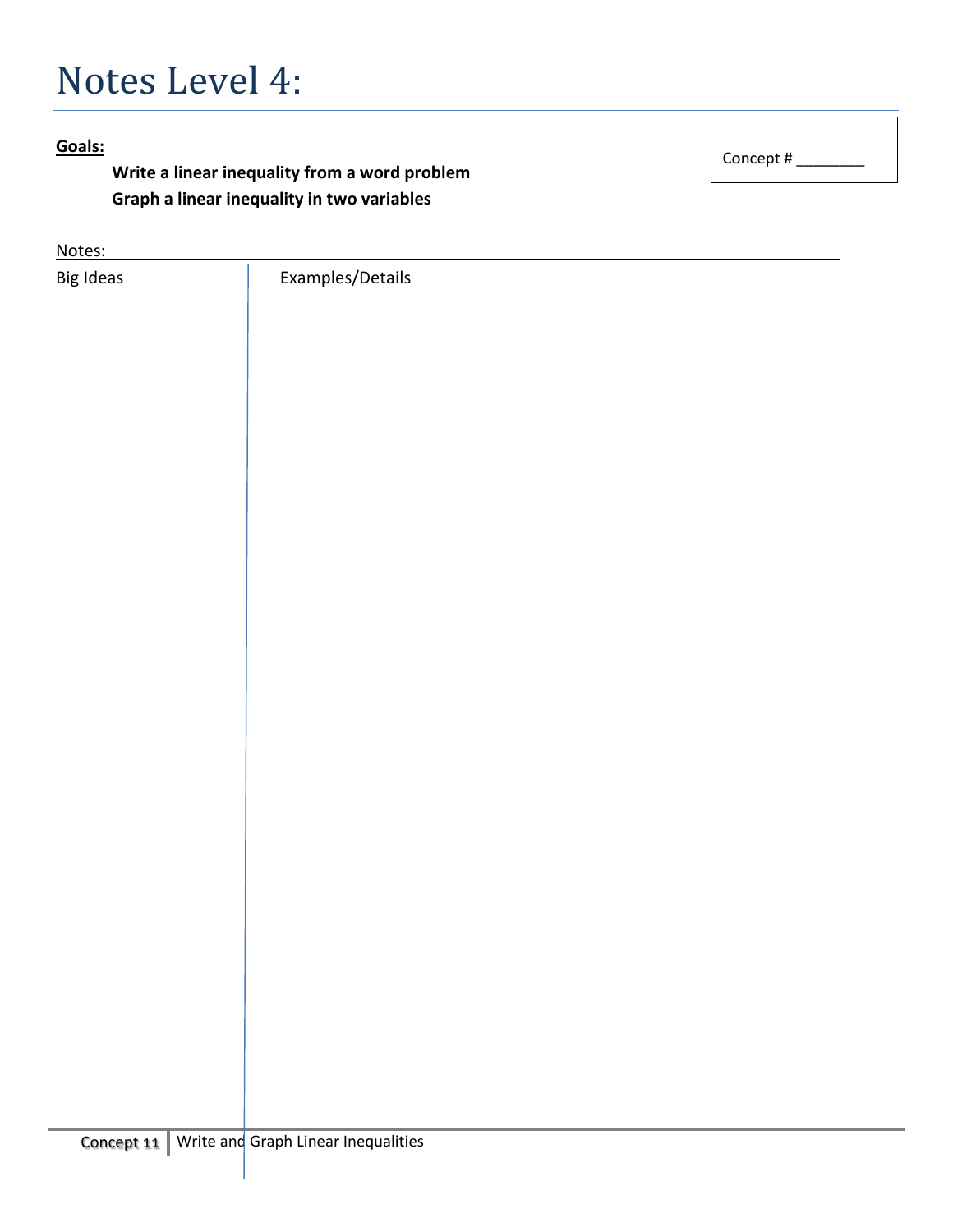# Notes Level 4:

**Goals:**

**Write a linear inequality from a word problem**

**Graph a linear inequality in two variables**

Concept # ________

Notes:

| Big Ideas | Examples/Details |
|---|---|
| | |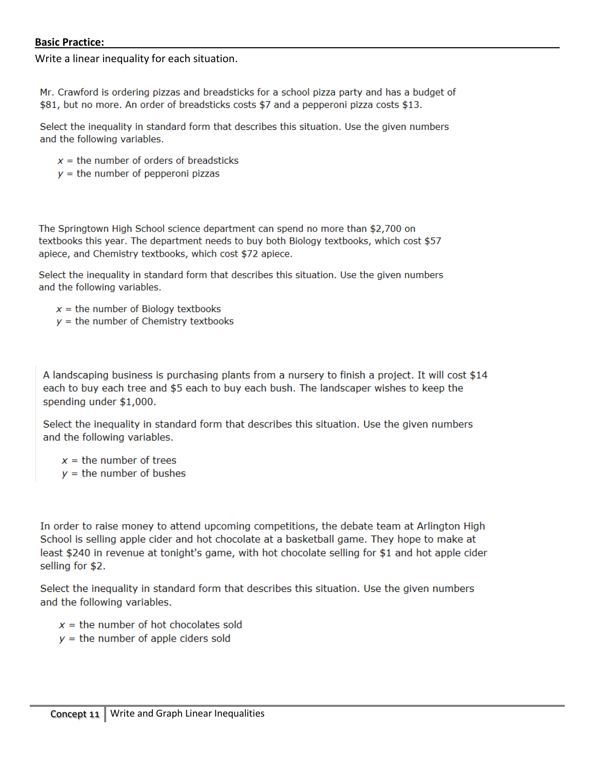**Basic Practice:**

Write a linear inequality for each situation.

Mr. Crawford is ordering pizzas and breadsticks for a school pizza party and has a budget of \$81, but no more. An order of breadsticks costs \$7 and a pepperoni pizza costs \$13.

Select the inequality in standard form that describes this situation. Use the given numbers and the following variables.

$x$ = the number of orders of breadsticks
$y$ = the number of pepperoni pizzas

The Springtown High School science department can spend no more than \$2,700 on textbooks this year. The department needs to buy both Biology textbooks, which cost \$57 apiece, and Chemistry textbooks, which cost \$72 apiece.

Select the inequality in standard form that describes this situation. Use the given numbers and the following variables.

$x$ = the number of Biology textbooks
$y$ = the number of Chemistry textbooks

A landscaping business is purchasing plants from a nursery to finish a project. It will cost \$14 each to buy each tree and \$5 each to buy each bush. The landscaper wishes to keep the spending under \$1,000.

Select the inequality in standard form that describes this situation. Use the given numbers and the following variables.

$x$ = the number of trees
$y$ = the number of bushes

In order to raise money to attend upcoming competitions, the debate team at Arlington High School is selling apple cider and hot chocolate at a basketball game. They hope to make at least \$240 in revenue at tonight's game, with hot chocolate selling for \$1 and hot apple cider selling for \$2.

Select the inequality in standard form that describes this situation. Use the given numbers and the following variables.

$x$ = the number of hot chocolates sold
$y$ = the number of apple ciders sold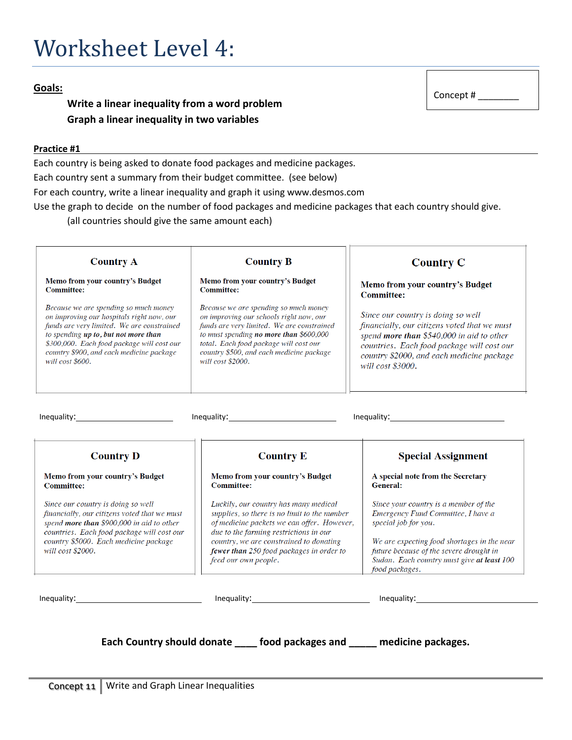# Worksheet Level 4:

Concept # ________

**Goals:**

**Write a linear inequality from a word problem**

**Graph a linear inequality in two variables**

**Practice #1**

Each country is being asked to donate food packages and medicine packages.
Each country sent a summary from their budget committee. (see below)
For each country, write a linear inequality and graph it using www.desmos.com
Use the graph to decide on the number of food packages and medicine packages that each country should give.
(all countries should give the same amount each)

### Country A

**Memo from your country's Budget Committee:**

*Because we are spending so much money on improving our hospitals right now, our funds are very limited. We are constrained to spending* ***up to, but not more than*** *$300,000. Each food package will cost our country $900, and each medicine package will cost $600.*

Inequality:________________________

### Country B

**Memo from your country's Budget Committee:**

*Because we are spending so much money on improving our schools right now, our funds are very limited. We are constrained to must spending* ***no more than*** *$600,000 total. Each food package will cost our country $500, and each medicine package will cost $2000.*

Inequality:________________________

### Country C

**Memo from your country's Budget Committee:**

*Since our country is doing so well financially, our citizens voted that we must spend* ***more than*** *$540,000 in aid to other countries. Each food package will cost our country $2000, and each medicine package will cost $3000.*

Inequality:________________________

### Country D

**Memo from your country's Budget Committee:**

*Since our country is doing so well financially, our citizens voted that we must spend* ***more than*** *$900,000 in aid to other countries. Each food package will cost our country $5000. Each medicine package will cost $2000.*

Inequality:________________________

### Country E

**Memo from your country's Budget Committee:**

*Luckily, our country has many medical supplies, so there is no limit to the number of medicine packets we can offer. However, due to the farming restrictions in our country, we are constrained to donating* ***fewer than*** *250 food packages in order to feed our own people.*

Inequality:________________________

### Special Assignment

**A special note from the Secretary General:**

*Since your country is a member of the Emergency Fund Committee, I have a special job for you.*

*We are expecting food shortages in the near future because of the severe drought in Sudan. Each country must give* ***at least*** *100 food packages.*

Inequality:________________________

**Each Country should donate ____ food packages and _____ medicine packages.**

Concept 11 | Write and Graph Linear Inequalities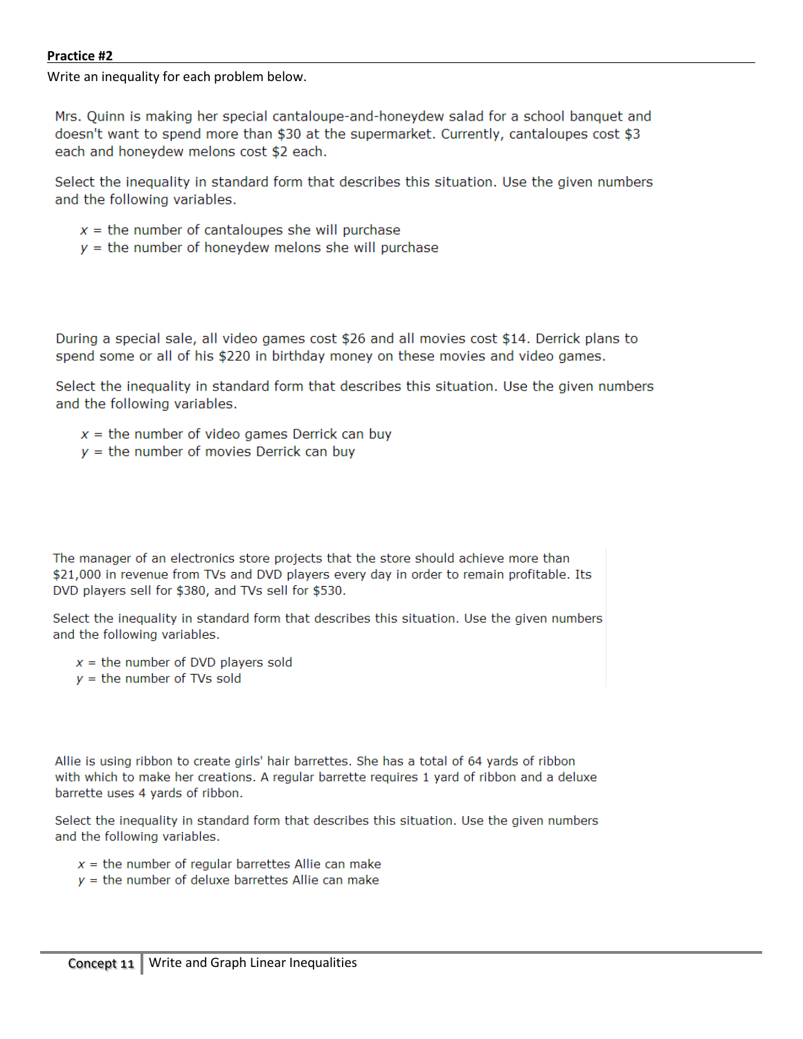**Practice #2**

Write an inequality for each problem below.

Mrs. Quinn is making her special cantaloupe-and-honeydew salad for a school banquet and doesn't want to spend more than $30 at the supermarket. Currently, cantaloupes cost $3 each and honeydew melons cost $2 each.

Select the inequality in standard form that describes this situation. Use the given numbers and the following variables.

$x$ = the number of cantaloupes she will purchase
$y$ = the number of honeydew melons she will purchase

During a special sale, all video games cost $26 and all movies cost $14. Derrick plans to spend some or all of his $220 in birthday money on these movies and video games.

Select the inequality in standard form that describes this situation. Use the given numbers and the following variables.

$x$ = the number of video games Derrick can buy
$y$ = the number of movies Derrick can buy

The manager of an electronics store projects that the store should achieve more than $21,000 in revenue from TVs and DVD players every day in order to remain profitable. Its DVD players sell for $380, and TVs sell for $530.

Select the inequality in standard form that describes this situation. Use the given numbers and the following variables.

$x$ = the number of DVD players sold
$y$ = the number of TVs sold

Allie is using ribbon to create girls' hair barrettes. She has a total of 64 yards of ribbon with which to make her creations. A regular barrette requires 1 yard of ribbon and a deluxe barrette uses 4 yards of ribbon.

Select the inequality in standard form that describes this situation. Use the given numbers and the following variables.

$x$ = the number of regular barrettes Allie can make
$y$ = the number of deluxe barrettes Allie can make